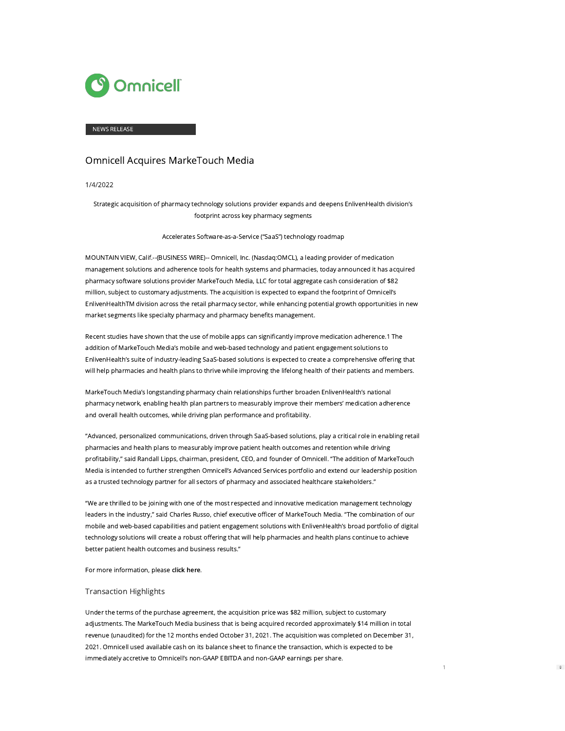NEWS RELEASE

# Omnicell Acquires MarkeTouch Media

1/4/2022

Strategic acquisition of pharmacy technology solutions provider expands and deepens EnlivenHealth division's footprint across key pharmacy segments

Accelerates Software-as-a-Service ("SaaS") technology roadmap

MOUNTAIN VIEW, Calif.--(BUSINESS WIRE)-- Omnicell, Inc. (Nasdaq:OMCL), a leading provider of medication management solutions and adherence tools for health systems and pharmacies, today announced it has acquired pharmacy software solutions provider MarkeTouch Media, LLC for total aggregate cash consideration of $82 million, subject to customary adjustments. The acquisition is expected to expand the footprint of Omnicell's EnlivenHealthTM division across the retail pharmacy sector, while enhancing potential growth opportunities in new market segments like specialty pharmacy and pharmacy benefits management.

Recent studies have shown that the use of mobile apps can significantly improve medication adherence.1 The addition of MarkeTouch Media's mobile and web-based technology and patient engagement solutions to EnlivenHealth's suite of industry-leading SaaS-based solutions is expected to create a comprehensive offering that will help pharmacies and health plans to thrive while improving the lifelong health of their patients and members.

MarkeTouch Media's longstanding pharmacy chain relationships further broaden EnlivenHealth's national pharmacy network, enabling health plan partners to measurably improve their members' medication adherence and overall health outcomes, while driving plan performance and profitability.

"Advanced, personalized communications, driven through SaaS-based solutions, play a critical role in enabling retail pharmacies and health plans to measurably improve patient health outcomes and retention while driving profitability," said Randall Lipps, chairman, president, CEO, and founder of Omnicell. "The addition of MarkeTouch Media is intended to further strengthen Omnicell's Advanced Services portfolio and extend our leadership position as a trusted technology partner for all sectors of pharmacy and associated healthcare stakeholders."

"We are thrilled to be joining with one of the most respected and innovative medication management technology leaders in the industry," said Charles Russo, chief executive officer of MarkeTouch Media. "The combination of our mobile and web-based capabilities and patient engagement solutions with EnlivenHealth's broad portfolio of digital technology solutions will create a robust offering that will help pharmacies and health plans continue to achieve better patient health outcomes and business results."

For more information, please **click here**.

## Transaction Highlights

Under the terms of the purchase agreement, the acquisition price was $82 million, subject to customary adjustments. The MarkeTouch Media business that is being acquired recorded approximately $14 million in total revenue (unaudited) for the 12 months ended October 31, 2021. The acquisition was completed on December 31, 2021. Omnicell used available cash on its balance sheet to finance the transaction, which is expected to be immediately accretive to Omnicell's non-GAAP EBITDA and non-GAAP earnings per share.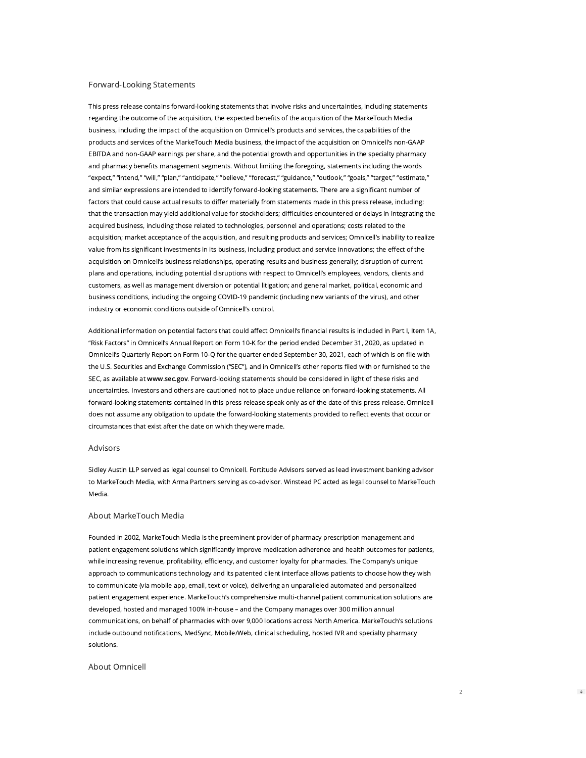## Forward-Looking Statements

This press release contains forward-looking statements that involve risks and uncertainties, including statements regarding the outcome of the acquisition, the expected benefits of the acquisition of the MarkeTouch Media business, including the impact of the acquisition on Omnicell's products and services, the capabilities of the products and services of the MarkeTouch Media business, the impact of the acquisition on Omnicell's non-GAAP EBITDA and non-GAAP earnings per share, and the potential growth and opportunities in the specialty pharmacy and pharmacy benefits management segments. Without limiting the foregoing, statements including the words "expect," "intend," "will," "plan," "anticipate," "believe," "forecast," "guidance," "outlook," "goals," "target," "estimate," and similar expressions are intended to identify forward-looking statements. There are a significant number of factors that could cause actual results to differ materially from statements made in this press release, including: that the transaction may yield additional value for stockholders; difficulties encountered or delays in integrating the acquired business, including those related to technologies, personnel and operations; costs related to the acquisition; market acceptance of the acquisition, and resulting products and services; Omnicell's inability to realize value from its significant investments in its business, including product and service innovations; the effect of the acquisition on Omnicell's business relationships, operating results and business generally; disruption of current plans and operations, including potential disruptions with respect to Omnicell's employees, vendors, clients and customers, as well as management diversion or potential litigation; and general market, political, economic and business conditions, including the ongoing COVID-19 pandemic (including new variants of the virus), and other industry or economic conditions outside of Omnicell's control.

Additional information on potential factors that could affect Omnicell's financial results is included in Part I, Item 1A, "Risk Factors" in Omnicell's Annual Report on Form 10-K for the period ended December 31, 2020, as updated in Omnicell's Quarterly Report on Form 10-Q for the quarter ended September 30, 2021, each of which is on file with the U.S. Securities and Exchange Commission ("SEC"), and in Omnicell's other reports filed with or furnished to the SEC, as available at **www.sec.gov**. Forward-looking statements should be considered in light of these risks and uncertainties. Investors and others are cautioned not to place undue reliance on forward-looking statements. All forward-looking statements contained in this press release speak only as of the date of this press release. Omnicell does not assume any obligation to update the forward-looking statements provided to reflect events that occur or circumstances that exist after the date on which they were made.

## Advisors

Sidley Austin LLP served as legal counsel to Omnicell. Fortitude Advisors served as lead investment banking advisor to MarkeTouch Media, with Arma Partners serving as co-advisor. Winstead PC acted as legal counsel to MarkeTouch Media.

## About MarkeTouch Media

Founded in 2002, MarkeTouch Media is the preeminent provider of pharmacy prescription management and patient engagement solutions which significantly improve medication adherence and health outcomes for patients, while increasing revenue, profitability, efficiency, and customer loyalty for pharmacies. The Company's unique approach to communications technology and its patented client interface allows patients to choose how they wish to communicate (via mobile app, email, text or voice), delivering an unparalleled automated and personalized patient engagement experience. MarkeTouch's comprehensive multi-channel patient communication solutions are developed, hosted and managed 100% in-house – and the Company manages over 300 million annual communications, on behalf of pharmacies with over 9,000 locations across North America. MarkeTouch's solutions include outbound notifications, MedSync, Mobile/Web, clinical scheduling, hosted IVR and specialty pharmacy solutions.

## About Omnicell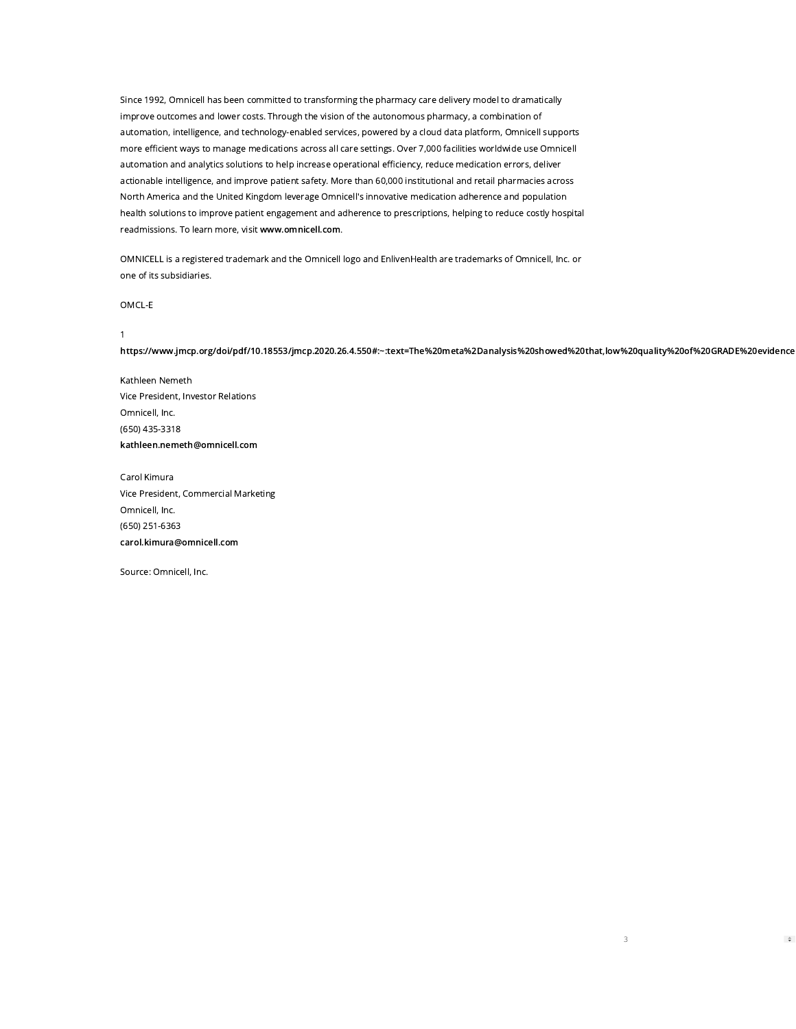Since 1992, Omnicell has been committed to transforming the pharmacy care delivery model to dramatically improve outcomes and lower costs. Through the vision of the autonomous pharmacy, a combination of automation, intelligence, and technology-enabled services, powered by a cloud data platform, Omnicell supports more efficient ways to manage medications across all care settings. Over 7,000 facilities worldwide use Omnicell automation and analytics solutions to help increase operational efficiency, reduce medication errors, deliver actionable intelligence, and improve patient safety. More than 60,000 institutional and retail pharmacies across North America and the United Kingdom leverage Omnicell's innovative medication adherence and population health solutions to improve patient engagement and adherence to prescriptions, helping to reduce costly hospital readmissions. To learn more, visit **www.omnicell.com**.

OMNICELL is a registered trademark and the Omnicell logo and EnlivenHealth are trademarks of Omnicell, Inc. or one of its subsidiaries.

OMCL-E

1
**https://www.jmcp.org/doi/pdf/10.18553/jmcp.2020.26.4.550#:~:text=The%20meta%2Danalysis%20showed%20that,low%20quality%20of%20GRADE%20evidence**

Kathleen Nemeth
Vice President, Investor Relations
Omnicell, Inc.
(650) 435-3318
**kathleen.nemeth@omnicell.com**

Carol Kimura
Vice President, Commercial Marketing
Omnicell, Inc.
(650) 251-6363
**carol.kimura@omnicell.com**

Source: Omnicell, Inc.